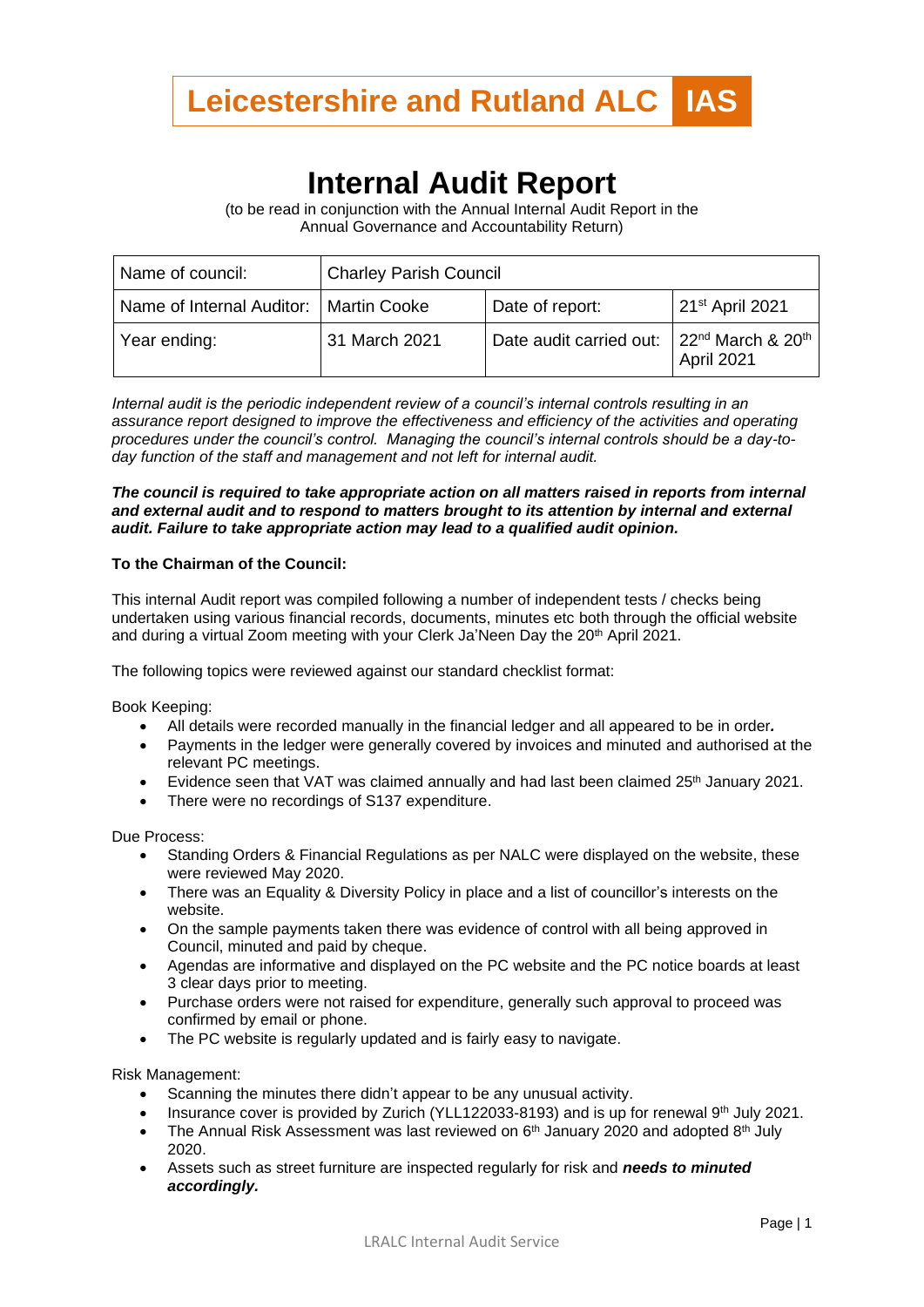**Leicestershire and Rutland ALC IAS**

# Internal Audit Report

(to be read in conjunction with the Annual Internal Audit Report in the Annual Governance and Accountability Return)

| Name of council: | Charley Parish Council | | |
|---|---|---|---|
| Name of Internal Auditor: | Martin Cooke | Date of report: | 21st April 2021 |
| Year ending: | 31 March 2021 | Date audit carried out: | 22nd March & 20th April 2021 |

*Internal audit is the periodic independent review of a council's internal controls resulting in an assurance report designed to improve the effectiveness and efficiency of the activities and operating procedures under the council's control. Managing the council's internal controls should be a day-to-day function of the staff and management and not left for internal audit.*

***The council is required to take appropriate action on all matters raised in reports from internal and external audit and to respond to matters brought to its attention by internal and external audit. Failure to take appropriate action may lead to a qualified audit opinion.***

**To the Chairman of the Council:**

This internal Audit report was compiled following a number of independent tests / checks being undertaken using various financial records, documents, minutes etc both through the official website and during a virtual Zoom meeting with your Clerk Ja'Neen Day the 20th April 2021.

The following topics were reviewed against our standard checklist format:

Book Keeping:

- All details were recorded manually in the financial ledger and all appeared to be in order*.*
- Payments in the ledger were generally covered by invoices and minuted and authorised at the relevant PC meetings.
- Evidence seen that VAT was claimed annually and had last been claimed 25th January 2021.
- There were no recordings of S137 expenditure.

Due Process:

- Standing Orders & Financial Regulations as per NALC were displayed on the website, these were reviewed May 2020.
- There was an Equality & Diversity Policy in place and a list of councillor's interests on the website.
- On the sample payments taken there was evidence of control with all being approved in Council, minuted and paid by cheque.
- Agendas are informative and displayed on the PC website and the PC notice boards at least 3 clear days prior to meeting.
- Purchase orders were not raised for expenditure, generally such approval to proceed was confirmed by email or phone.
- The PC website is regularly updated and is fairly easy to navigate.

Risk Management:

- Scanning the minutes there didn't appear to be any unusual activity.
- Insurance cover is provided by Zurich (YLL122033-8193) and is up for renewal 9th July 2021.
- The Annual Risk Assessment was last reviewed on 6th January 2020 and adopted 8th July 2020.
- Assets such as street furniture are inspected regularly for risk and ***needs to minuted accordingly.***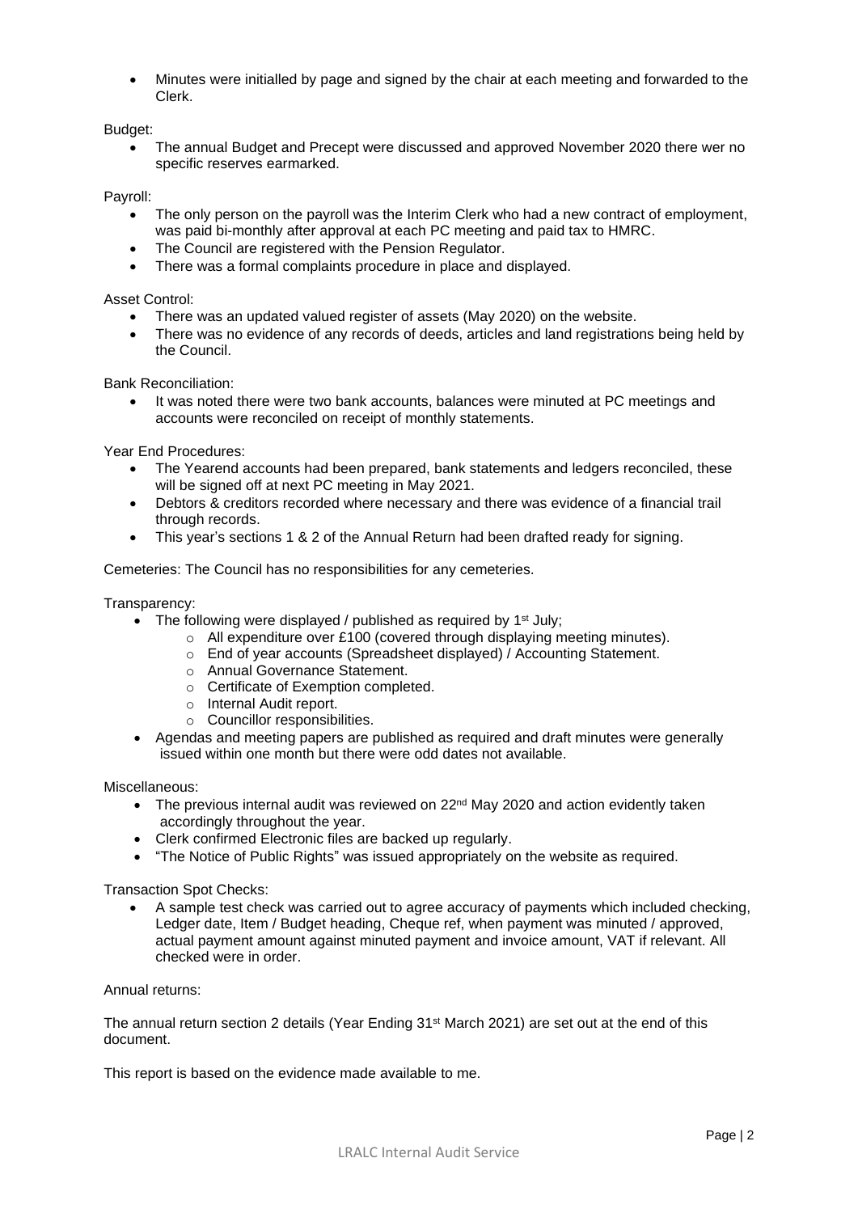- Minutes were initialled by page and signed by the chair at each meeting and forwarded to the Clerk.

Budget:

- The annual Budget and Precept were discussed and approved November 2020 there wer no specific reserves earmarked.

Payroll:

- The only person on the payroll was the Interim Clerk who had a new contract of employment, was paid bi-monthly after approval at each PC meeting and paid tax to HMRC.
- The Council are registered with the Pension Regulator.
- There was a formal complaints procedure in place and displayed.

Asset Control:

- There was an updated valued register of assets (May 2020) on the website.
- There was no evidence of any records of deeds, articles and land registrations being held by the Council.

Bank Reconciliation:

- It was noted there were two bank accounts, balances were minuted at PC meetings and accounts were reconciled on receipt of monthly statements.

Year End Procedures:

- The Yearend accounts had been prepared, bank statements and ledgers reconciled, these will be signed off at next PC meeting in May 2021.
- Debtors & creditors recorded where necessary and there was evidence of a financial trail through records.
- This year's sections 1 & 2 of the Annual Return had been drafted ready for signing.

Cemeteries: The Council has no responsibilities for any cemeteries.

Transparency:

- The following were displayed / published as required by 1st July;
  - All expenditure over £100 (covered through displaying meeting minutes).
  - End of year accounts (Spreadsheet displayed) / Accounting Statement.
  - Annual Governance Statement.
  - Certificate of Exemption completed.
  - Internal Audit report.
  - Councillor responsibilities.
- Agendas and meeting papers are published as required and draft minutes were generally issued within one month but there were odd dates not available.

Miscellaneous:

- The previous internal audit was reviewed on 22nd May 2020 and action evidently taken accordingly throughout the year.
- Clerk confirmed Electronic files are backed up regularly.
- "The Notice of Public Rights" was issued appropriately on the website as required.

Transaction Spot Checks:

- A sample test check was carried out to agree accuracy of payments which included checking, Ledger date, Item / Budget heading, Cheque ref, when payment was minuted / approved, actual payment amount against minuted payment and invoice amount, VAT if relevant. All checked were in order.

Annual returns:

The annual return section 2 details (Year Ending 31st March 2021) are set out at the end of this document.

This report is based on the evidence made available to me.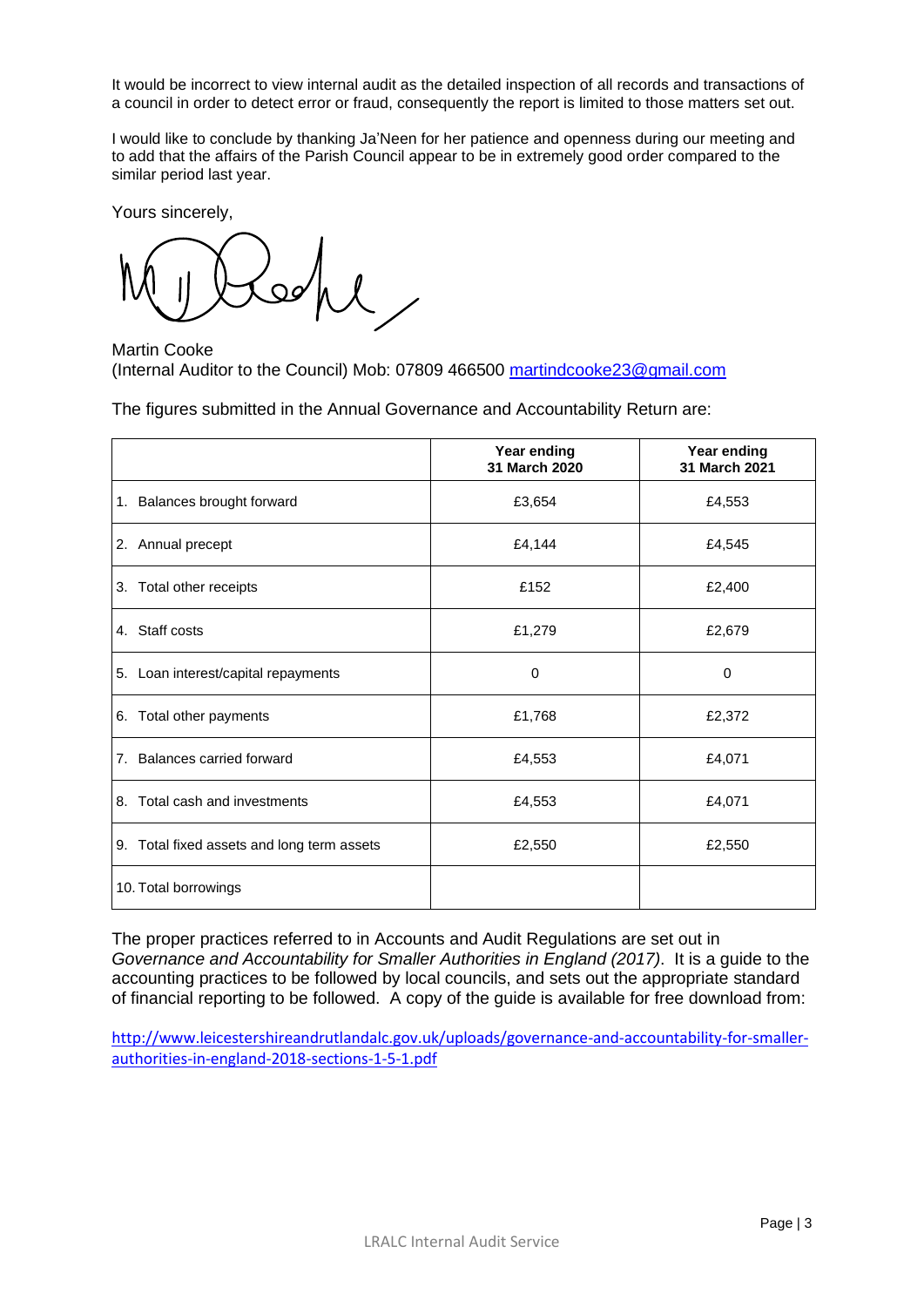It would be incorrect to view internal audit as the detailed inspection of all records and transactions of a council in order to detect error or fraud, consequently the report is limited to those matters set out.

I would like to conclude by thanking Ja'Neen for her patience and openness during our meeting and to add that the affairs of the Parish Council appear to be in extremely good order compared to the similar period last year.

Yours sincerely,

Martin Cooke
(Internal Auditor to the Council) Mob: 07809 466500 martindcooke23@gmail.com

The figures submitted in the Annual Governance and Accountability Return are:

| | Year ending 31 March 2020 | Year ending 31 March 2021 |
|---|---|---|
| 1. Balances brought forward | £3,654 | £4,553 |
| 2. Annual precept | £4,144 | £4,545 |
| 3. Total other receipts | £152 | £2,400 |
| 4. Staff costs | £1,279 | £2,679 |
| 5. Loan interest/capital repayments | 0 | 0 |
| 6. Total other payments | £1,768 | £2,372 |
| 7. Balances carried forward | £4,553 | £4,071 |
| 8. Total cash and investments | £4,553 | £4,071 |
| 9. Total fixed assets and long term assets | £2,550 | £2,550 |
| 10. Total borrowings | | |

The proper practices referred to in Accounts and Audit Regulations are set out in *Governance and Accountability for Smaller Authorities in England (2017)*. It is a guide to the accounting practices to be followed by local councils, and sets out the appropriate standard of financial reporting to be followed. A copy of the guide is available for free download from:

http://www.leicestershireandrutlandalc.gov.uk/uploads/governance-and-accountability-for-smaller-authorities-in-england-2018-sections-1-5-1.pdf